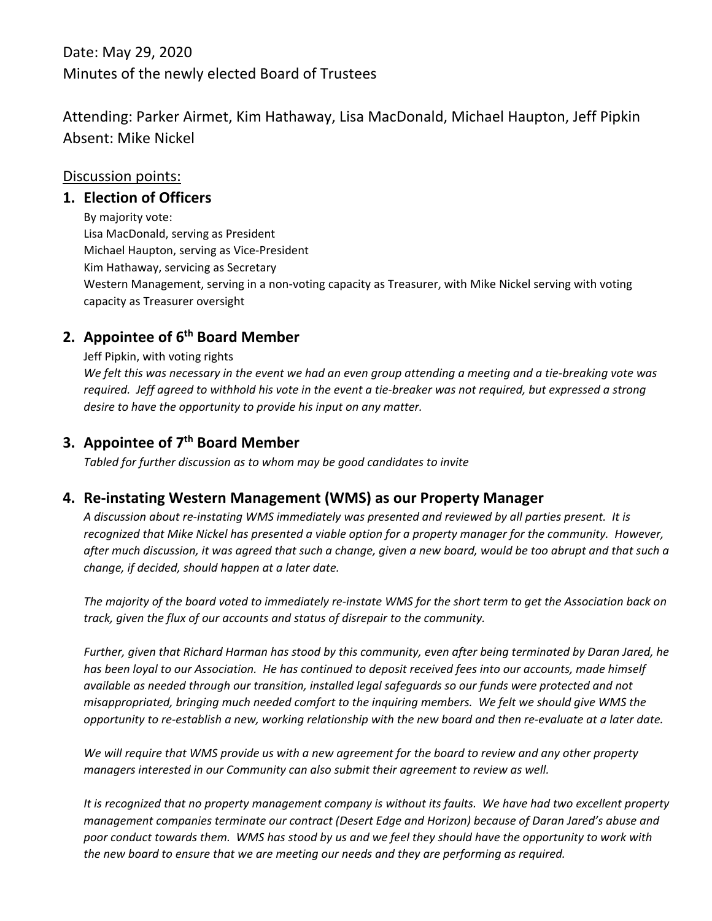Date: May 29, 2020

Minutes of the newly elected Board of Trustees

Attending: Parker Airmet, Kim Hathaway, Lisa MacDonald, Michael Haupton, Jeff Pipkin

Absent: Mike Nickel

## Discussion points:

### 1. Election of Officers

By majority vote:

Lisa MacDonald, serving as President

Michael Haupton, serving as Vice-President

Kim Hathaway, servicing as Secretary

Western Management, serving in a non-voting capacity as Treasurer, with Mike Nickel serving with voting capacity as Treasurer oversight

### 2. Appointee of 6th Board Member

Jeff Pipkin, with voting rights

*We felt this was necessary in the event we had an even group attending a meeting and a tie-breaking vote was required. Jeff agreed to withhold his vote in the event a tie-breaker was not required, but expressed a strong desire to have the opportunity to provide his input on any matter.*

### 3. Appointee of 7th Board Member

*Tabled for further discussion as to whom may be good candidates to invite*

### 4. Re-instating Western Management (WMS) as our Property Manager

*A discussion about re-instating WMS immediately was presented and reviewed by all parties present. It is recognized that Mike Nickel has presented a viable option for a property manager for the community. However, after much discussion, it was agreed that such a change, given a new board, would be too abrupt and that such a change, if decided, should happen at a later date.*

*The majority of the board voted to immediately re-instate WMS for the short term to get the Association back on track, given the flux of our accounts and status of disrepair to the community.*

*Further, given that Richard Harman has stood by this community, even after being terminated by Daran Jared, he has been loyal to our Association. He has continued to deposit received fees into our accounts, made himself available as needed through our transition, installed legal safeguards so our funds were protected and not misappropriated, bringing much needed comfort to the inquiring members. We felt we should give WMS the opportunity to re-establish a new, working relationship with the new board and then re-evaluate at a later date.*

*We will require that WMS provide us with a new agreement for the board to review and any other property managers interested in our Community can also submit their agreement to review as well.*

*It is recognized that no property management company is without its faults. We have had two excellent property management companies terminate our contract (Desert Edge and Horizon) because of Daran Jared's abuse and poor conduct towards them. WMS has stood by us and we feel they should have the opportunity to work with the new board to ensure that we are meeting our needs and they are performing as required.*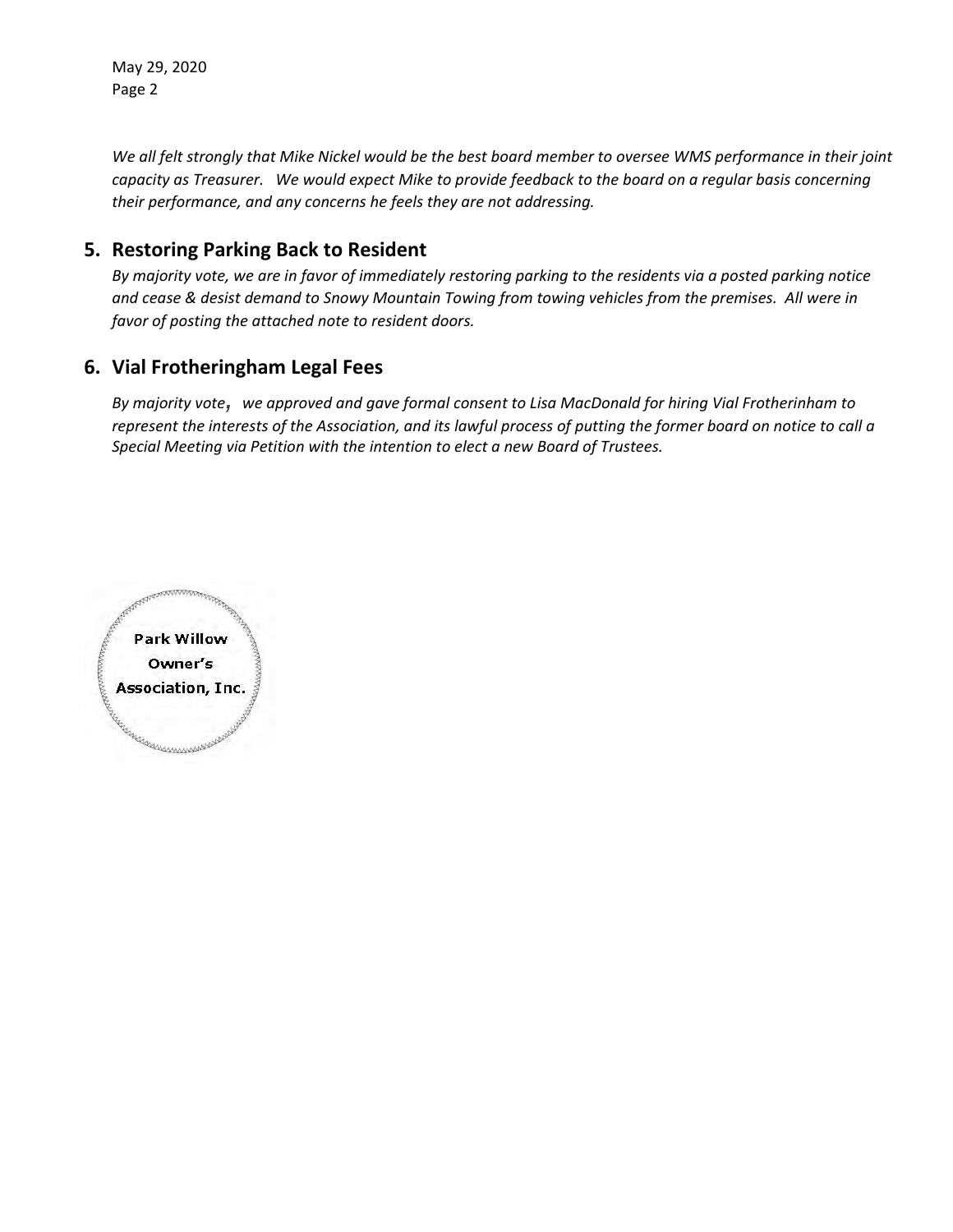*We all felt strongly that Mike Nickel would be the best board member to oversee WMS performance in their joint capacity as Treasurer. We would expect Mike to provide feedback to the board on a regular basis concerning their performance, and any concerns he feels they are not addressing.*

## 5. Restoring Parking Back to Resident

*By majority vote, we are in favor of immediately restoring parking to the residents via a posted parking notice and cease & desist demand to Snowy Mountain Towing from towing vehicles from the premises. All were in favor of posting the attached note to resident doors.*

## 6. Vial Frotheringham Legal Fees

*By majority vote, we approved and gave formal consent to Lisa MacDonald for hiring Vial Frotherinham to represent the interests of the Association, and its lawful process of putting the former board on notice to call a Special Meeting via Petition with the intention to elect a new Board of Trustees.*

Park Willow
Owner's
Association, Inc.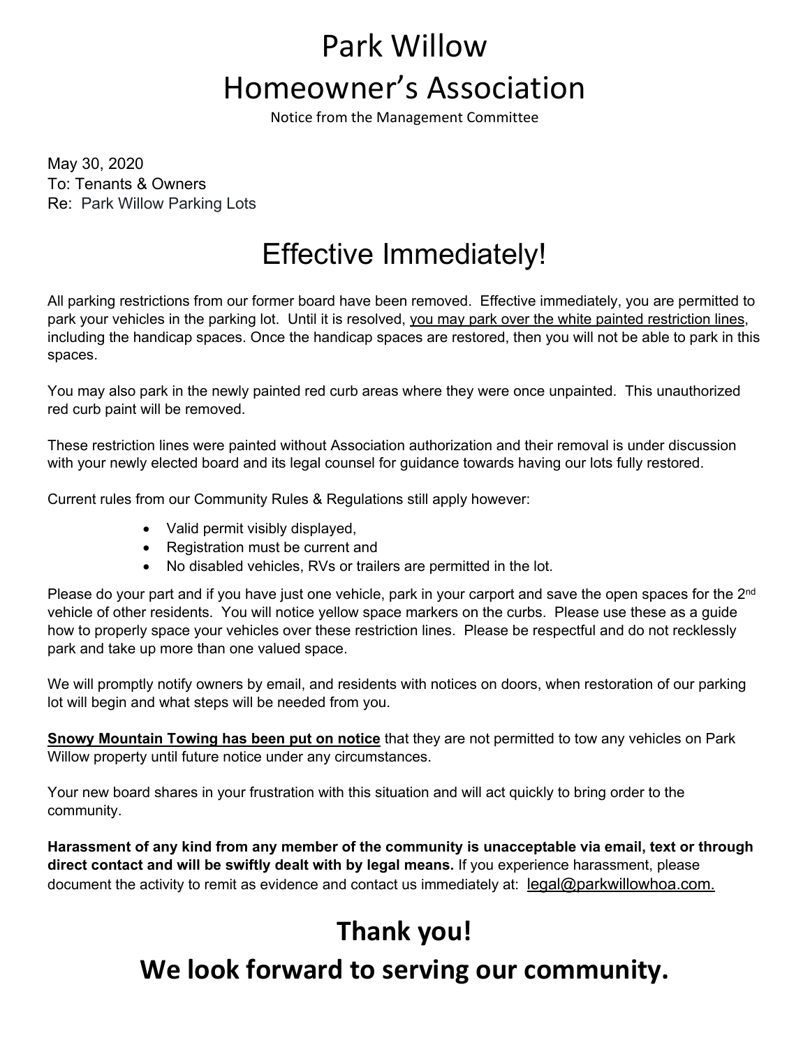# Park Willow Homeowner's Association

Notice from the Management Committee

May 30, 2020
To: Tenants & Owners
Re: Park Willow Parking Lots

## Effective Immediately!

All parking restrictions from our former board have been removed. Effective immediately, you are permitted to park your vehicles in the parking lot. Until it is resolved, <u>you may park over the white painted restriction lines</u>, including the handicap spaces. Once the handicap spaces are restored, then you will not be able to park in this spaces.

You may also park in the newly painted red curb areas where they were once unpainted. This unauthorized red curb paint will be removed.

These restriction lines were painted without Association authorization and their removal is under discussion with your newly elected board and its legal counsel for guidance towards having our lots fully restored.

Current rules from our Community Rules & Regulations still apply however:

- Valid permit visibly displayed,
- Registration must be current and
- No disabled vehicles, RVs or trailers are permitted in the lot.

Please do your part and if you have just one vehicle, park in your carport and save the open spaces for the 2nd vehicle of other residents. You will notice yellow space markers on the curbs. Please use these as a guide how to properly space your vehicles over these restriction lines. Please be respectful and do not recklessly park and take up more than one valued space.

We will promptly notify owners by email, and residents with notices on doors, when restoration of our parking lot will begin and what steps will be needed from you.

**<u>Snowy Mountain Towing has been put on notice</u>** that they are not permitted to tow any vehicles on Park Willow property until future notice under any circumstances.

Your new board shares in your frustration with this situation and will act quickly to bring order to the community.

**Harassment of any kind from any member of the community is unacceptable via email, text or through direct contact and will be swiftly dealt with by legal means.** If you experience harassment, please document the activity to remit as evidence and contact us immediately at: legal@parkwillowhoa.com.

## Thank you!

## We look forward to serving our community.